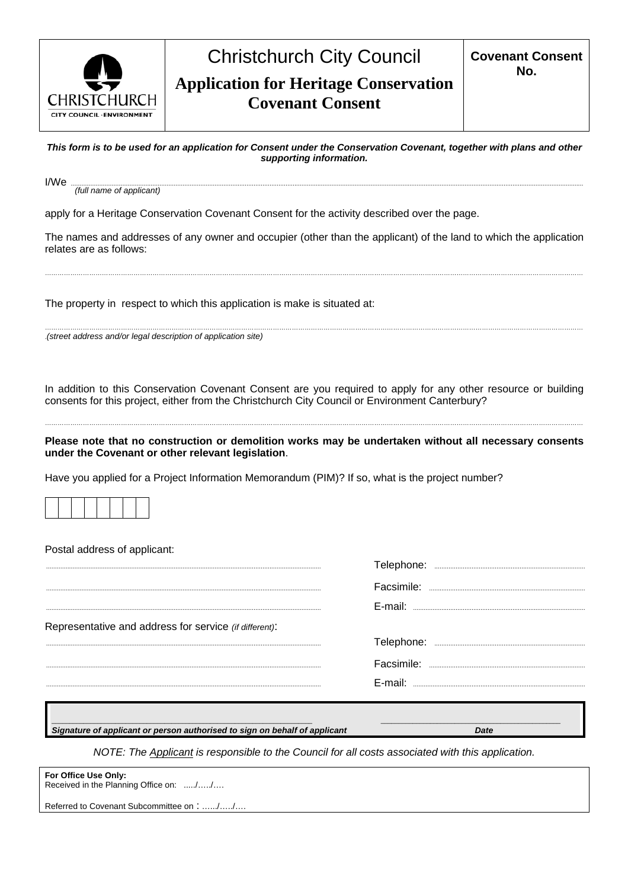CHRISTCHURCH
CITY COUNCIL · ENVIRONMENT

# Christchurch City Council

## Application for Heritage Conservation Covenant Consent

**Covenant Consent No.**

***This form is to be used for an application for Consent under the Conservation Covenant, together with plans and other supporting information.***

I/We ..............................................................................................................................................................
*(full name of applicant)*

apply for a Heritage Conservation Covenant Consent for the activity described over the page.

The names and addresses of any owner and occupier (other than the applicant) of the land to which the application relates are as follows:

..............................................................................................................................................................

The property in respect to which this application is make is situated at:

..............................................................................................................................................................
*.(street address and/or legal description of application site)*

In addition to this Conservation Covenant Consent are you required to apply for any other resource or building consents for this project, either from the Christchurch City Council or Environment Canterbury?

..............................................................................................................................................................

**Please note that no construction or demolition works may be undertaken without all necessary consents under the Covenant or other relevant legislation**.

Have you applied for a Project Information Memorandum (PIM)? If so, what is the project number?

| | | | | | | | |
|---|---|---|---|---|---|---|---|
| | | | | | | | |

Postal address of applicant:

.............................................................................................................. Telephone: ..............................................

.............................................................................................................. Facsimile: ..............................................

.............................................................................................................. E-mail: ..............................................

Representative and address for service *(if different)*:

.............................................................................................................. Telephone: ..............................................

.............................................................................................................. Facsimile: ..............................................

.............................................................................................................. E-mail: ..............................................

______________________________________________ ______________________________

***Signature of applicant or person authorised to sign on behalf of applicant*** ***Date***

*NOTE: The Applicant is responsible to the Council for all costs associated with this application.*

**For Office Use Only:**
Received in the Planning Office on: ...../...../....

Referred to Covenant Subcommittee on : ....../...../....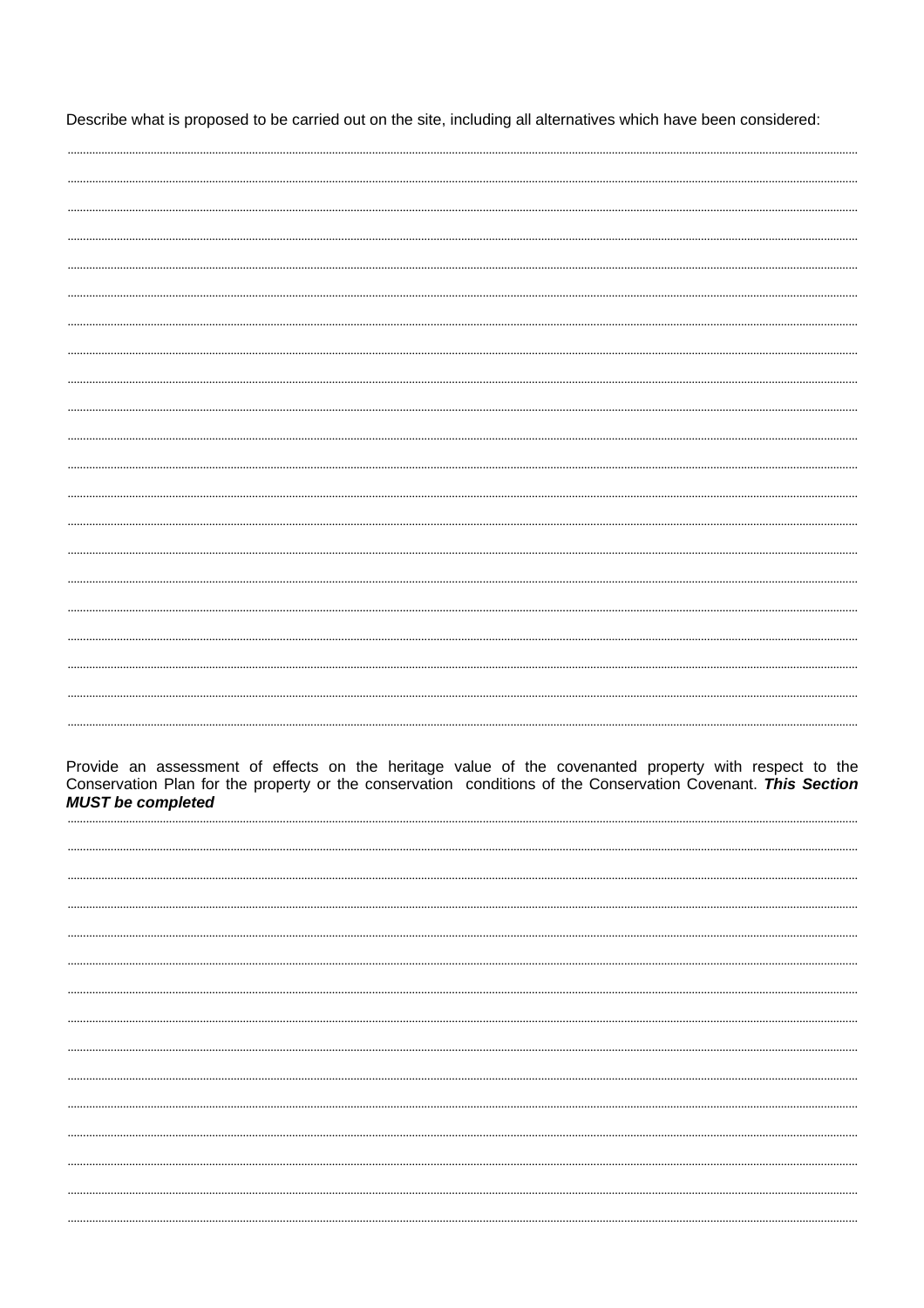Describe what is proposed to be carried out on the site, including all alternatives which have been considered:

.............................................................................................................................................................................................................

.............................................................................................................................................................................................................

.............................................................................................................................................................................................................

.............................................................................................................................................................................................................

.............................................................................................................................................................................................................

.............................................................................................................................................................................................................

.............................................................................................................................................................................................................

.............................................................................................................................................................................................................

.............................................................................................................................................................................................................

.............................................................................................................................................................................................................

.............................................................................................................................................................................................................

.............................................................................................................................................................................................................

.............................................................................................................................................................................................................

.............................................................................................................................................................................................................

.............................................................................................................................................................................................................

.............................................................................................................................................................................................................

.............................................................................................................................................................................................................

.............................................................................................................................................................................................................

.............................................................................................................................................................................................................

.............................................................................................................................................................................................................

.............................................................................................................................................................................................................

Provide an assessment of effects on the heritage value of the covenanted property with respect to the Conservation Plan for the property or the conservation conditions of the Conservation Covenant. ***This Section MUST be completed***

.............................................................................................................................................................................................................

.............................................................................................................................................................................................................

.............................................................................................................................................................................................................

.............................................................................................................................................................................................................

.............................................................................................................................................................................................................

.............................................................................................................................................................................................................

.............................................................................................................................................................................................................

.............................................................................................................................................................................................................

.............................................................................................................................................................................................................

.............................................................................................................................................................................................................

.............................................................................................................................................................................................................

.............................................................................................................................................................................................................

.............................................................................................................................................................................................................

.............................................................................................................................................................................................................

.............................................................................................................................................................................................................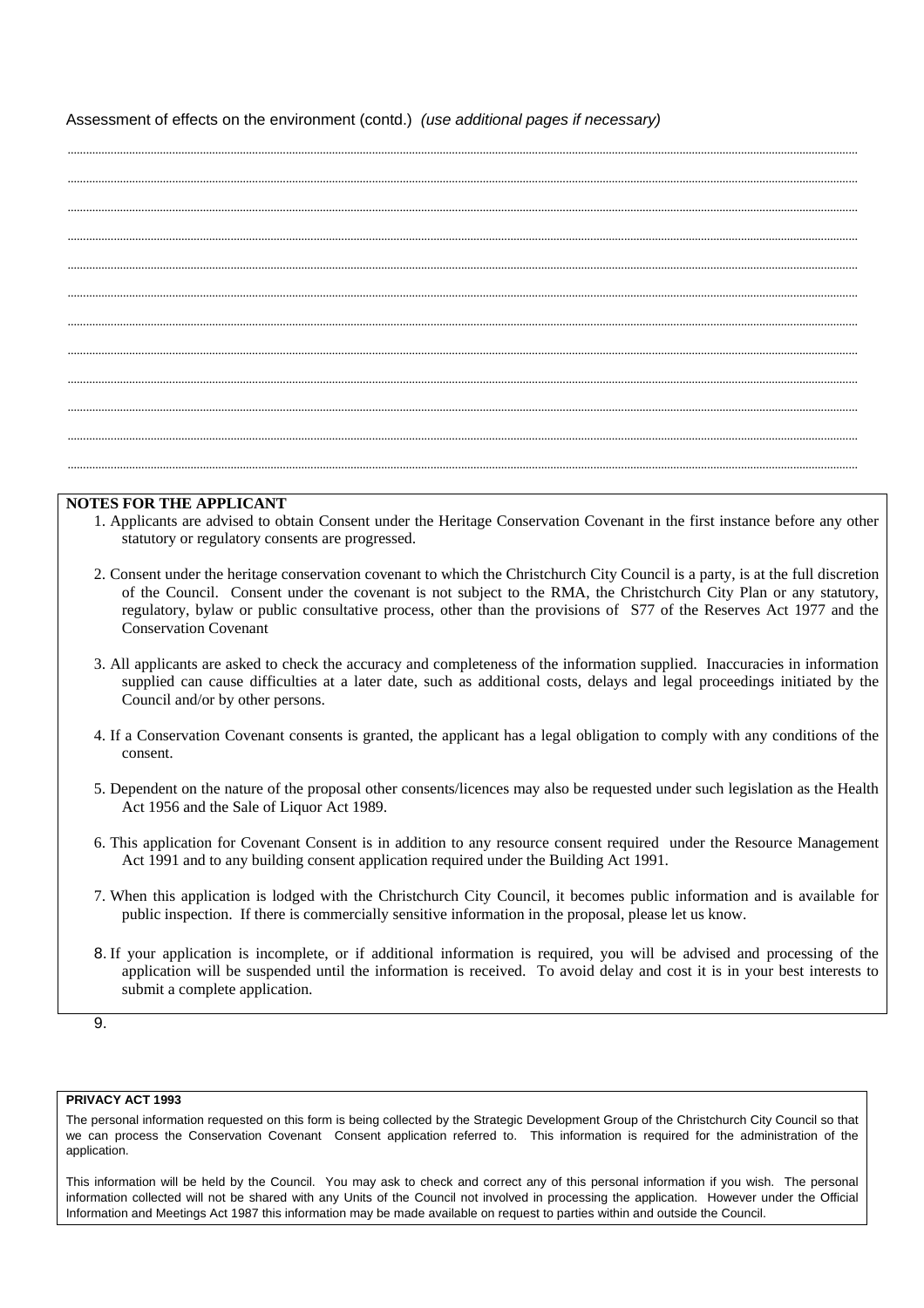Assessment of effects on the environment (contd.) *(use additional pages if necessary)*

..............................................................................................................................................................................................................

..............................................................................................................................................................................................................

..............................................................................................................................................................................................................

..............................................................................................................................................................................................................

..............................................................................................................................................................................................................

..............................................................................................................................................................................................................

..............................................................................................................................................................................................................

..............................................................................................................................................................................................................

..............................................................................................................................................................................................................

..............................................................................................................................................................................................................

..............................................................................................................................................................................................................

..............................................................................................................................................................................................................

**NOTES FOR THE APPLICANT**

1. Applicants are advised to obtain Consent under the Heritage Conservation Covenant in the first instance before any other statutory or regulatory consents are progressed.

2. Consent under the heritage conservation covenant to which the Christchurch City Council is a party, is at the full discretion of the Council. Consent under the covenant is not subject to the RMA, the Christchurch City Plan or any statutory, regulatory, bylaw or public consultative process, other than the provisions of S77 of the Reserves Act 1977 and the Conservation Covenant

3. All applicants are asked to check the accuracy and completeness of the information supplied. Inaccuracies in information supplied can cause difficulties at a later date, such as additional costs, delays and legal proceedings initiated by the Council and/or by other persons.

4. If a Conservation Covenant consents is granted, the applicant has a legal obligation to comply with any conditions of the consent.

5. Dependent on the nature of the proposal other consents/licences may also be requested under such legislation as the Health Act 1956 and the Sale of Liquor Act 1989.

6. This application for Covenant Consent is in addition to any resource consent required under the Resource Management Act 1991 and to any building consent application required under the Building Act 1991.

7. When this application is lodged with the Christchurch City Council, it becomes public information and is available for public inspection. If there is commercially sensitive information in the proposal, please let us know.

8. If your application is incomplete, or if additional information is required, you will be advised and processing of the application will be suspended until the information is received. To avoid delay and cost it is in your best interests to submit a complete application.

9.

**PRIVACY ACT 1993**

The personal information requested on this form is being collected by the Strategic Development Group of the Christchurch City Council so that we can process the Conservation Covenant Consent application referred to. This information is required for the administration of the application.

This information will be held by the Council. You may ask to check and correct any of this personal information if you wish. The personal information collected will not be shared with any Units of the Council not involved in processing the application. However under the Official Information and Meetings Act 1987 this information may be made available on request to parties within and outside the Council.